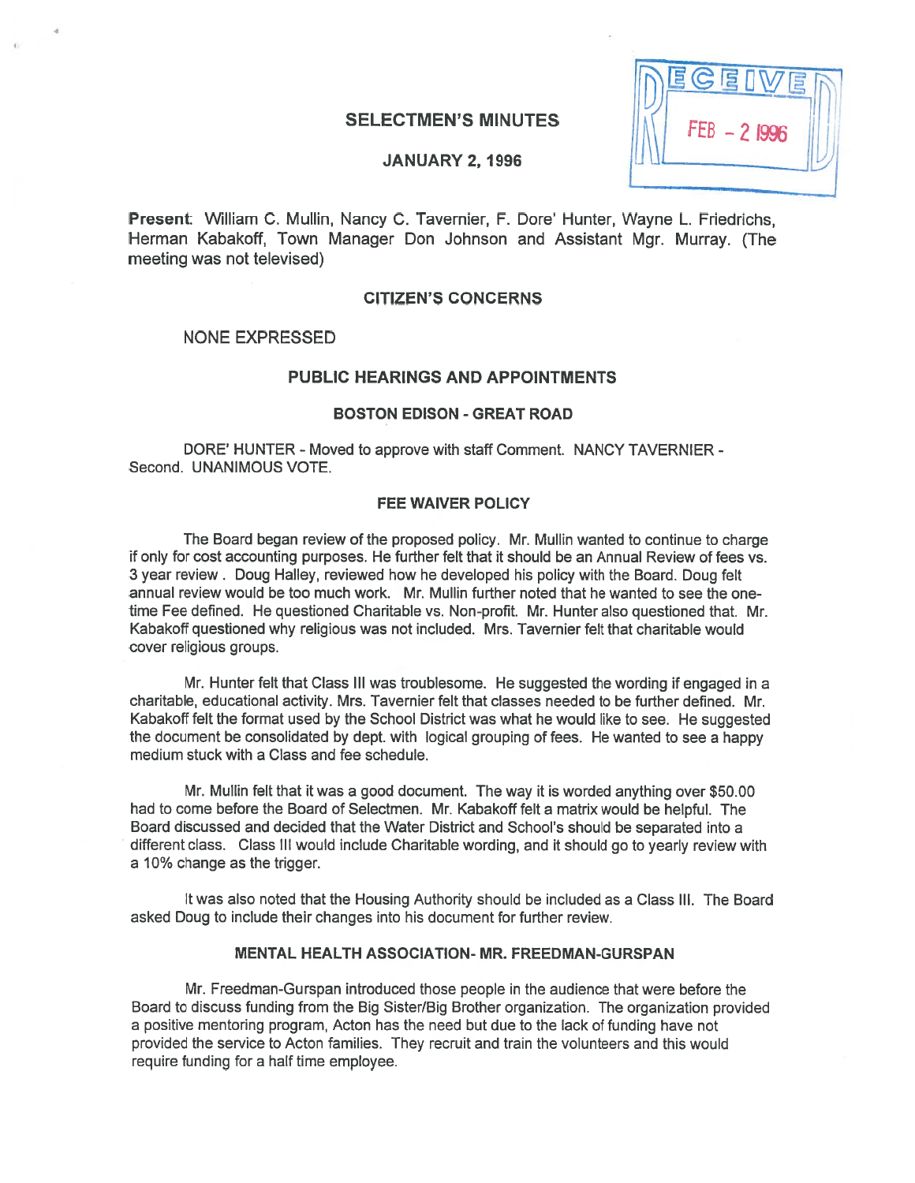# SELECTMEN'S MINUTES

## JANUARY 2, 1996

RECEIVED FEB - 2 1996

**Present**: William C. Mullin, Nancy C. Tavernier, F. Dore' Hunter, Wayne L. Friedrichs, Herman Kabakoff, Town Manager Don Johnson and Assistant Mgr. Murray. (The meeting was not televised)

### CITIZEN'S CONCERNS

NONE EXPRESSED

### PUBLIC HEARINGS AND APPOINTMENTS

#### BOSTON EDISON - GREAT ROAD

DORE' HUNTER - Moved to approve with staff Comment. NANCY TAVERNIER - Second. UNANIMOUS VOTE.

#### FEE WAIVER POLICY

The Board began review of the proposed policy. Mr. Mullin wanted to continue to charge if only for cost accounting purposes. He further felt that it should be an Annual Review of fees vs. 3 year review . Doug Halley, reviewed how he developed his policy with the Board. Doug felt annual review would be too much work. Mr. Mullin further noted that he wanted to see the one-time Fee defined. He questioned Charitable vs. Non-profit. Mr. Hunter also questioned that. Mr. Kabakoff questioned why religious was not included. Mrs. Tavernier felt that charitable would cover religious groups.

Mr. Hunter felt that Class III was troublesome. He suggested the wording if engaged in a charitable, educational activity. Mrs. Tavernier felt that classes needed to be further defined. Mr. Kabakoff felt the format used by the School District was what he would like to see. He suggested the document be consolidated by dept. with logical grouping of fees. He wanted to see a happy medium stuck with a Class and fee schedule.

Mr. Mullin felt that it was a good document. The way it is worded anything over $50.00 had to come before the Board of Selectmen. Mr. Kabakoff felt a matrix would be helpful. The Board discussed and decided that the Water District and School's should be separated into a different class. Class III would include Charitable wording, and it should go to yearly review with a 10% change as the trigger.

It was also noted that the Housing Authority should be included as a Class III. The Board asked Doug to include their changes into his document for further review.

#### MENTAL HEALTH ASSOCIATION- MR. FREEDMAN-GURSPAN

Mr. Freedman-Gurspan introduced those people in the audience that were before the Board to discuss funding from the Big Sister/Big Brother organization. The organization provided a positive mentoring program, Acton has the need but due to the lack of funding have not provided the service to Acton families. They recruit and train the volunteers and this would require funding for a half time employee.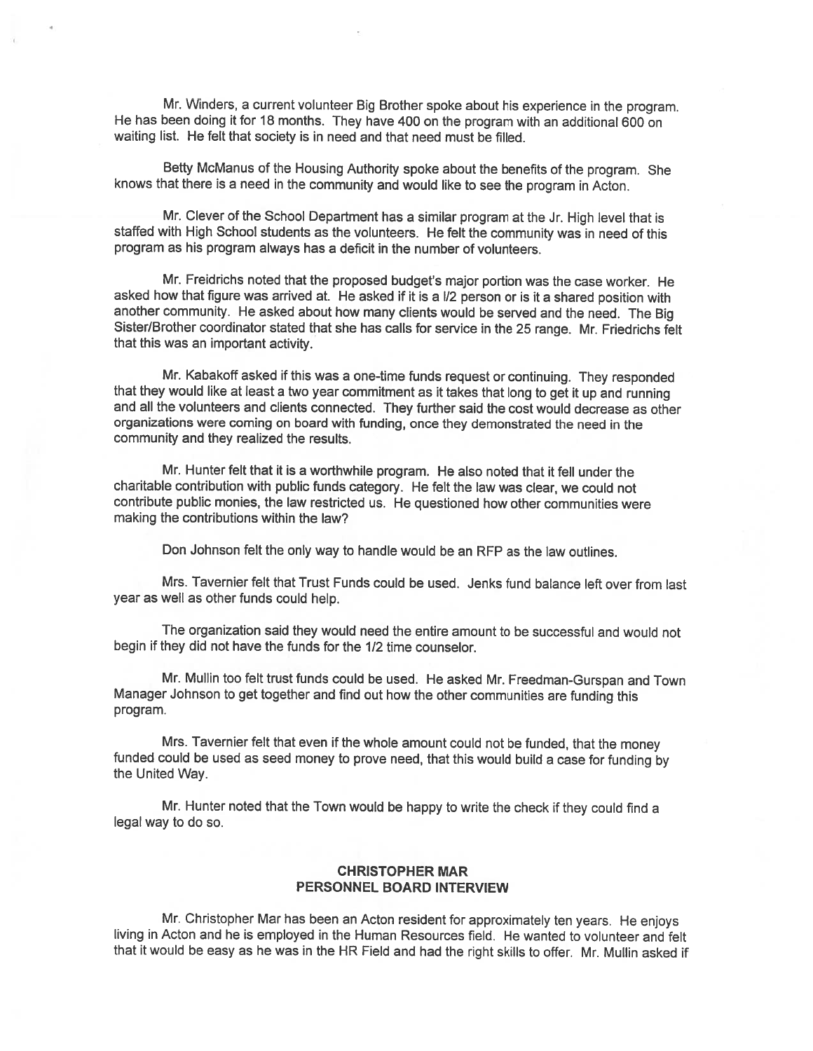Mr. Winders, a current volunteer Big Brother spoke about his experience in the program. He has been doing it for 18 months. They have 400 on the program with an additional 600 on waiting list. He felt that society is in need and that need must be filled.

Betty McManus of the Housing Authority spoke about the benefits of the program. She knows that there is a need in the community and would like to see the program in Acton.

Mr. Clever of the School Department has a similar program at the Jr. High level that is staffed with High School students as the volunteers. He felt the community was in need of this program as his program always has a deficit in the number of volunteers.

Mr. Freidrichs noted that the proposed budget's major portion was the case worker. He asked how that figure was arrived at. He asked if it is a l/2 person or is it a shared position with another community. He asked about how many clients would be served and the need. The Big Sister/Brother coordinator stated that she has calls for service in the 25 range. Mr. Friedrichs felt that this was an important activity.

Mr. Kabakoff asked if this was a one-time funds request or continuing. They responded that they would like at least a two year commitment as it takes that long to get it up and running and all the volunteers and clients connected. They further said the cost would decrease as other organizations were coming on board with funding, once they demonstrated the need in the community and they realized the results.

Mr. Hunter felt that it is a worthwhile program. He also noted that it fell under the charitable contribution with public funds category. He felt the law was clear, we could not contribute public monies, the law restricted us. He questioned how other communities were making the contributions within the law?

Don Johnson felt the only way to handle would be an RFP as the law outlines.

Mrs. Tavernier felt that Trust Funds could be used. Jenks fund balance left over from last year as well as other funds could help.

The organization said they would need the entire amount to be successful and would not begin if they did not have the funds for the 1/2 time counselor.

Mr. Mullin too felt trust funds could be used. He asked Mr. Freedman-Gurspan and Town Manager Johnson to get together and find out how the other communities are funding this program.

Mrs. Tavernier felt that even if the whole amount could not be funded, that the money funded could be used as seed money to prove need, that this would build a case for funding by the United Way.

Mr. Hunter noted that the Town would be happy to write the check if they could find a legal way to do so.

## CHRISTOPHER MAR
## PERSONNEL BOARD INTERVIEW

Mr. Christopher Mar has been an Acton resident for approximately ten years. He enjoys living in Acton and he is employed in the Human Resources field. He wanted to volunteer and felt that it would be easy as he was in the HR Field and had the right skills to offer. Mr. Mullin asked if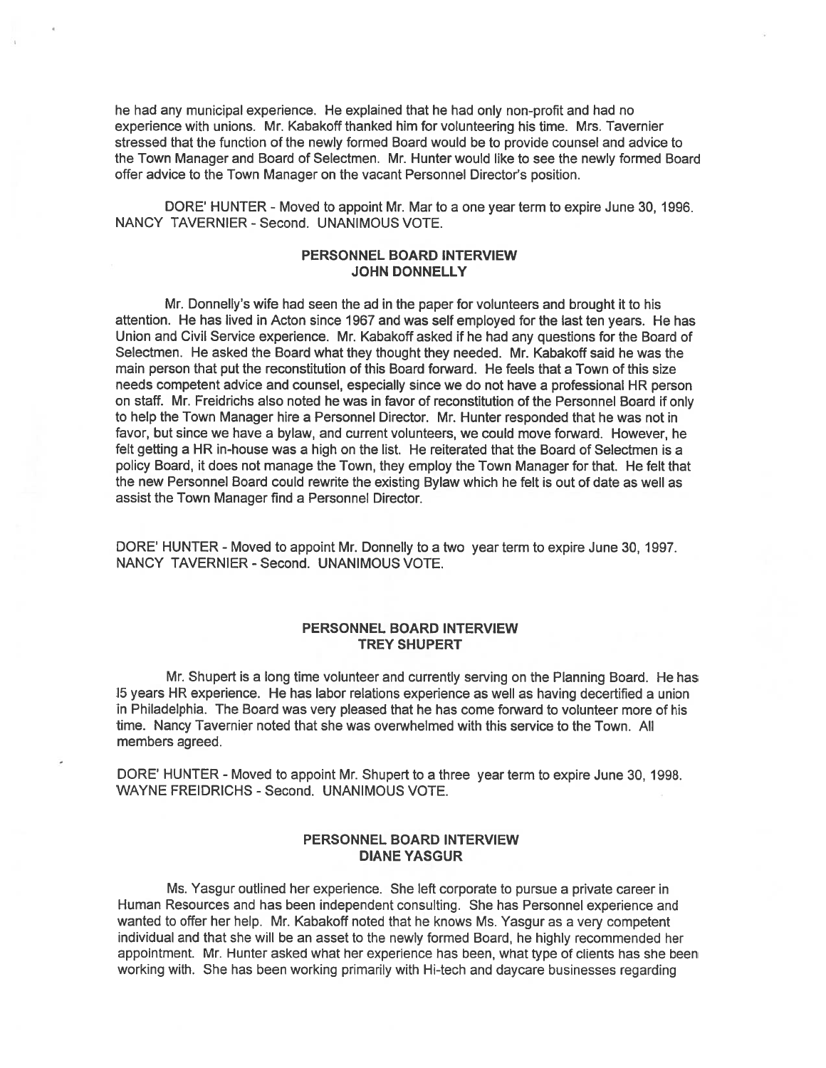he had any municipal experience. He explained that he had only non-profit and had no experience with unions. Mr. Kabakoff thanked him for volunteering his time. Mrs. Tavernier stressed that the function of the newly formed Board would be to provide counsel and advice to the Town Manager and Board of Selectmen. Mr. Hunter would like to see the newly formed Board offer advice to the Town Manager on the vacant Personnel Director's position.

DORE' HUNTER - Moved to appoint Mr. Mar to a one year term to expire June 30, 1996. NANCY TAVERNIER - Second. UNANIMOUS VOTE.

### PERSONNEL BOARD INTERVIEW
### JOHN DONNELLY

Mr. Donnelly's wife had seen the ad in the paper for volunteers and brought it to his attention. He has lived in Acton since 1967 and was self employed for the last ten years. He has Union and Civil Service experience. Mr. Kabakoff asked if he had any questions for the Board of Selectmen. He asked the Board what they thought they needed. Mr. Kabakoff said he was the main person that put the reconstitution of this Board forward. He feels that a Town of this size needs competent advice and counsel, especially since we do not have a professional HR person on staff. Mr. Freidrichs also noted he was in favor of reconstitution of the Personnel Board if only to help the Town Manager hire a Personnel Director. Mr. Hunter responded that he was not in favor, but since we have a bylaw, and current volunteers, we could move forward. However, he felt getting a HR in-house was a high on the list. He reiterated that the Board of Selectmen is a policy Board, it does not manage the Town, they employ the Town Manager for that. He felt that the new Personnel Board could rewrite the existing Bylaw which he felt is out of date as well as assist the Town Manager find a Personnel Director.

DORE' HUNTER - Moved to appoint Mr. Donnelly to a two year term to expire June 30, 1997. NANCY TAVERNIER - Second. UNANIMOUS VOTE.

### PERSONNEL BOARD INTERVIEW
### TREY SHUPERT

Mr. Shupert is a long time volunteer and currently serving on the Planning Board. He has 15 years HR experience. He has labor relations experience as well as having decertified a union in Philadelphia. The Board was very pleased that he has come forward to volunteer more of his time. Nancy Tavernier noted that she was overwhelmed with this service to the Town. All members agreed.

DORE' HUNTER - Moved to appoint Mr. Shupert to a three year term to expire June 30, 1998. WAYNE FREIDRICHS - Second. UNANIMOUS VOTE.

### PERSONNEL BOARD INTERVIEW
### DIANE YASGUR

Ms. Yasgur outlined her experience. She left corporate to pursue a private career in Human Resources and has been independent consulting. She has Personnel experience and wanted to offer her help. Mr. Kabakoff noted that he knows Ms. Yasgur as a very competent individual and that she will be an asset to the newly formed Board, he highly recommended her appointment. Mr. Hunter asked what her experience has been, what type of clients has she been working with. She has been working primarily with Hi-tech and daycare businesses regarding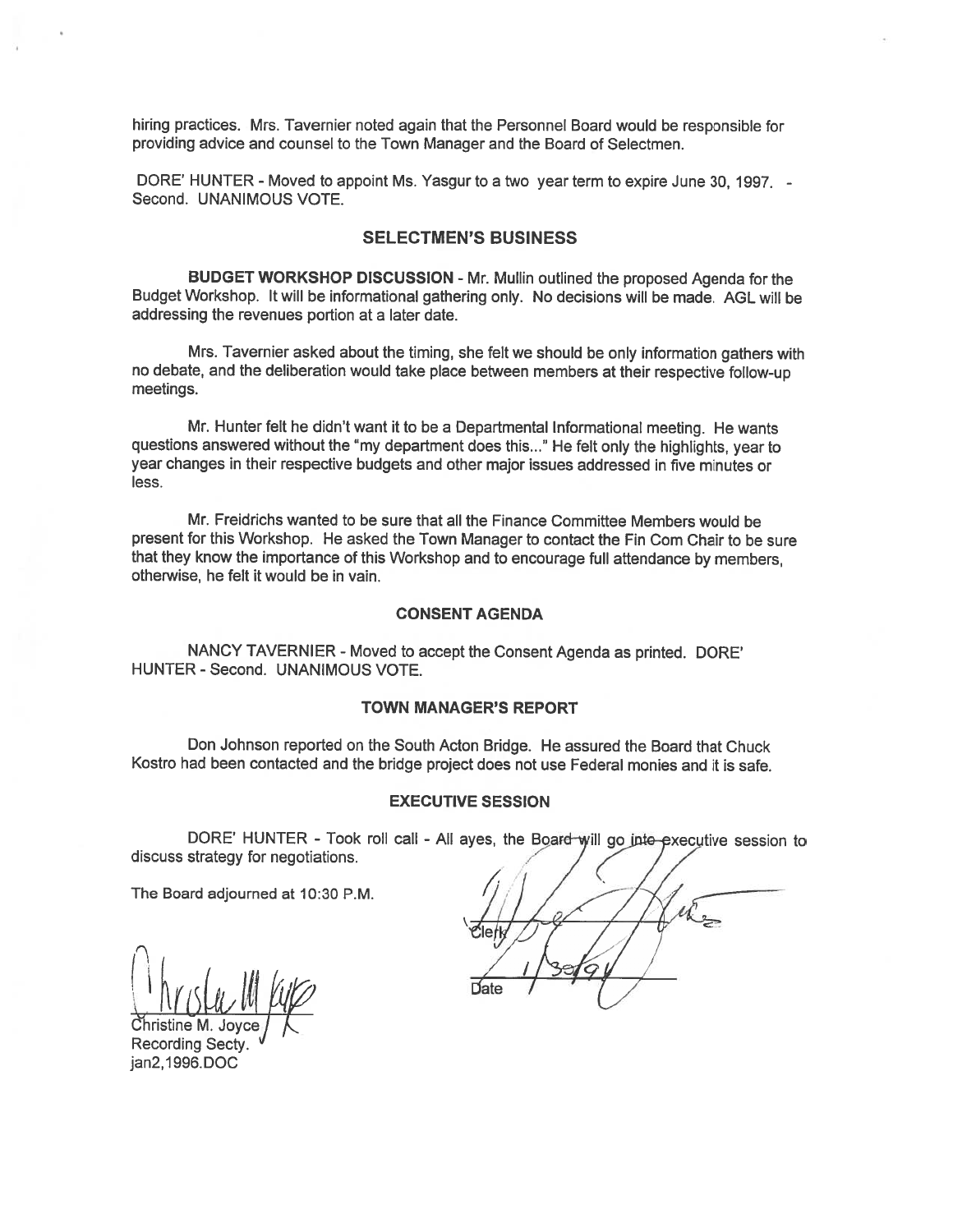hiring practices. Mrs. Tavernier noted again that the Personnel Board would be responsible for providing advice and counsel to the Town Manager and the Board of Selectmen.

DORE' HUNTER - Moved to appoint Ms. Yasgur to a two year term to expire June 30, 1997. - Second. UNANIMOUS VOTE.

## SELECTMEN'S BUSINESS

**BUDGET WORKSHOP DISCUSSION** - Mr. Mullin outlined the proposed Agenda for the Budget Workshop. It will be informational gathering only. No decisions will be made. AGL will be addressing the revenues portion at a later date.

Mrs. Tavernier asked about the timing, she felt we should be only information gathers with no debate, and the deliberation would take place between members at their respective follow-up meetings.

Mr. Hunter felt he didn't want it to be a Departmental Informational meeting. He wants questions answered without the "my department does this..." He felt only the highlights, year to year changes in their respective budgets and other major issues addressed in five minutes or less.

Mr. Freidrichs wanted to be sure that all the Finance Committee Members would be present for this Workshop. He asked the Town Manager to contact the Fin Com Chair to be sure that they know the importance of this Workshop and to encourage full attendance by members, otherwise, he felt it would be in vain.

### CONSENT AGENDA

NANCY TAVERNIER - Moved to accept the Consent Agenda as printed. DORE' HUNTER - Second. UNANIMOUS VOTE.

### TOWN MANAGER'S REPORT

Don Johnson reported on the South Acton Bridge. He assured the Board that Chuck Kostro had been contacted and the bridge project does not use Federal monies and it is safe.

### EXECUTIVE SESSION

DORE' HUNTER - Took roll call - All ayes, the Board will go into executive session to discuss strategy for negotiations.

The Board adjourned at 10:30 P.M.

Christine M. Joyce
Recording Secty.
jan2,1996.DOC

Clerk

1/30/96
Date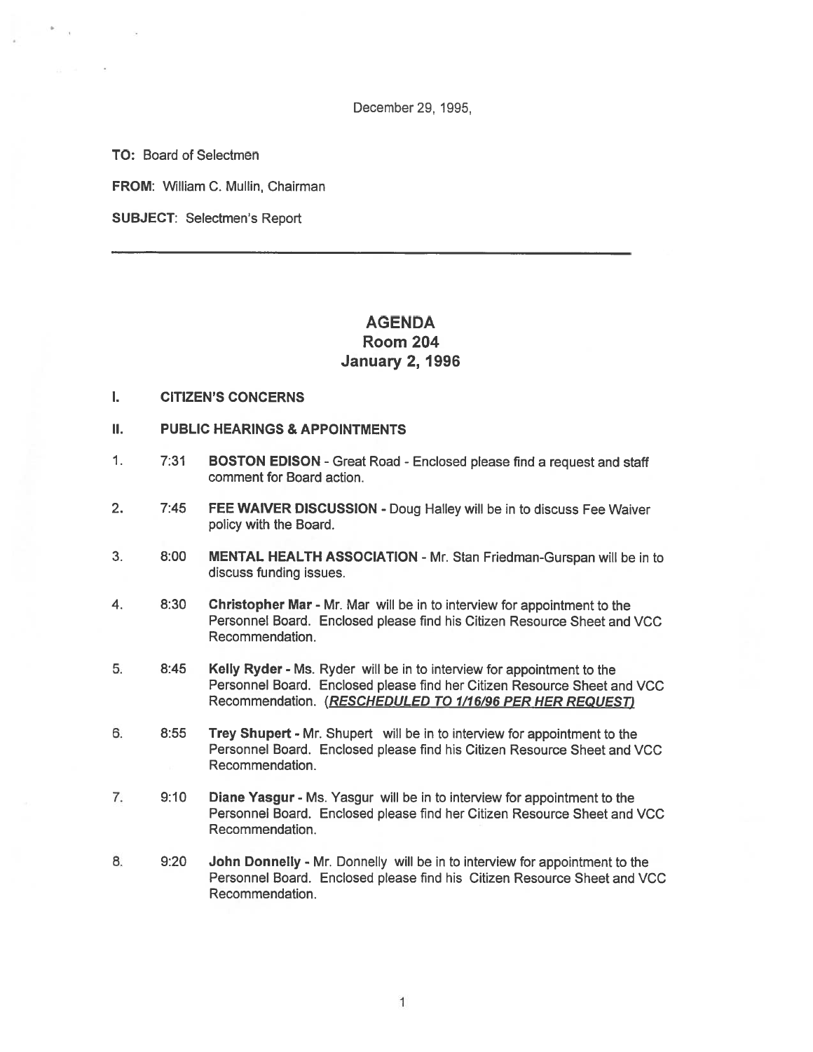December 29, 1995,

**TO:** Board of Selectmen

**FROM:** William C. Mullin, Chairman

**SUBJECT:** Selectmen's Report

---

# AGENDA
## Room 204
## January 2, 1996

**I. CITIZEN'S CONCERNS**

**II. PUBLIC HEARINGS & APPOINTMENTS**

1. 7:31 **BOSTON EDISON** - Great Road - Enclosed please find a request and staff comment for Board action.

2. 7:45 **FEE WAIVER DISCUSSION** - Doug Halley will be in to discuss Fee Waiver policy with the Board.

3. 8:00 **MENTAL HEALTH ASSOCIATION** - Mr. Stan Friedman-Gurspan will be in to discuss funding issues.

4. 8:30 **Christopher Mar** - Mr. Mar will be in to interview for appointment to the Personnel Board. Enclosed please find his Citizen Resource Sheet and VCC Recommendation.

5. 8:45 **Kelly Ryder** - Ms. Ryder will be in to interview for appointment to the Personnel Board. Enclosed please find her Citizen Resource Sheet and VCC Recommendation. ***(RESCHEDULED TO 1/16/96 PER HER REQUEST)***

6. 8:55 **Trey Shupert** - Mr. Shupert will be in to interview for appointment to the Personnel Board. Enclosed please find his Citizen Resource Sheet and VCC Recommendation.

7. 9:10 **Diane Yasgur** - Ms. Yasgur will be in to interview for appointment to the Personnel Board. Enclosed please find her Citizen Resource Sheet and VCC Recommendation.

8. 9:20 **John Donnelly** - Mr. Donnelly will be in to interview for appointment to the Personnel Board. Enclosed please find his Citizen Resource Sheet and VCC Recommendation.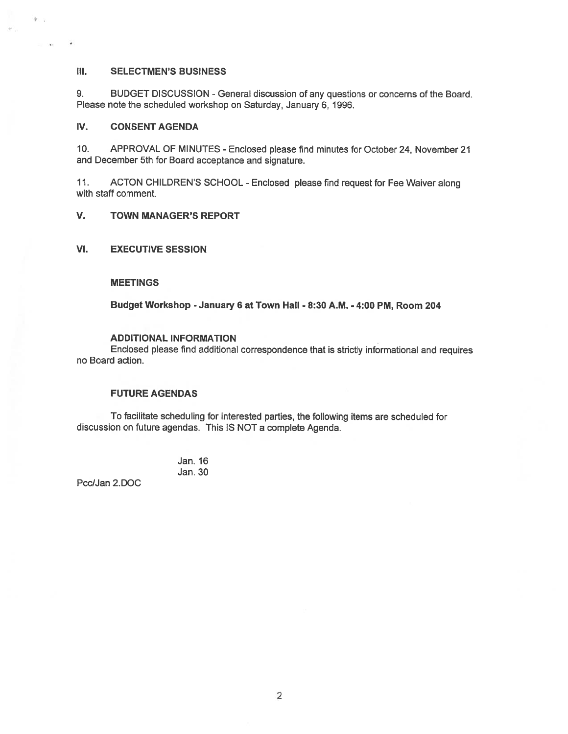## III. SELECTMEN'S BUSINESS

9. BUDGET DISCUSSION - General discussion of any questions or concerns of the Board. Please note the scheduled workshop on Saturday, January 6, 1996.

## IV. CONSENT AGENDA

10. APPROVAL OF MINUTES - Enclosed please find minutes for October 24, November 21 and December 5th for Board acceptance and signature.

11. ACTON CHILDREN'S SCHOOL - Enclosed please find request for Fee Waiver along with staff comment.

## V. TOWN MANAGER'S REPORT

## VI. EXECUTIVE SESSION

### MEETINGS

**Budget Workshop - January 6 at Town Hall - 8:30 A.M. - 4:00 PM, Room 204**

### ADDITIONAL INFORMATION

Enclosed please find additional correspondence that is strictly informational and requires no Board action.

### FUTURE AGENDAS

To facilitate scheduling for interested parties, the following items are scheduled for discussion on future agendas. This IS NOT a complete Agenda.

Jan. 16
Jan. 30

Pcc/Jan 2.DOC